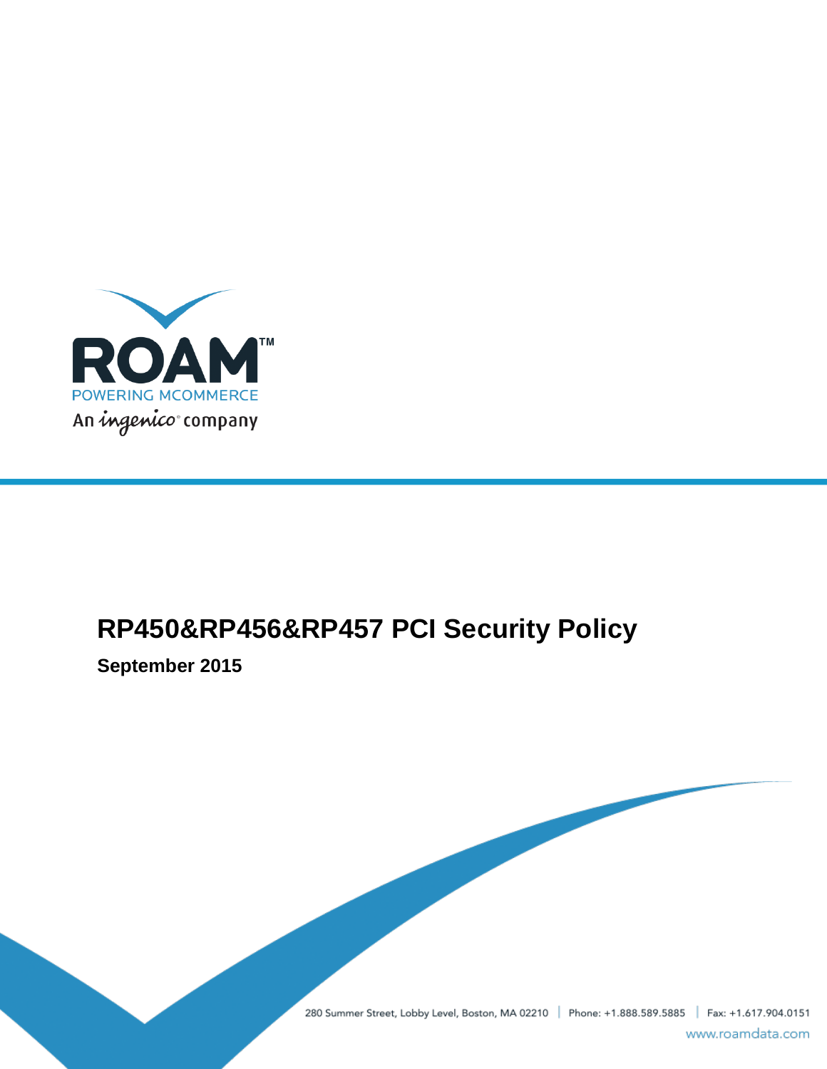ROAM™

POWERING MCOMMERCE

An ingenico company

# RP450&RP456&RP457 PCI Security Policy

**September 2015**

280 Summer Street, Lobby Level, Boston, MA 02210 | Phone: +1.888.589.5885 | Fax: +1.617.904.0151

www.roamdata.com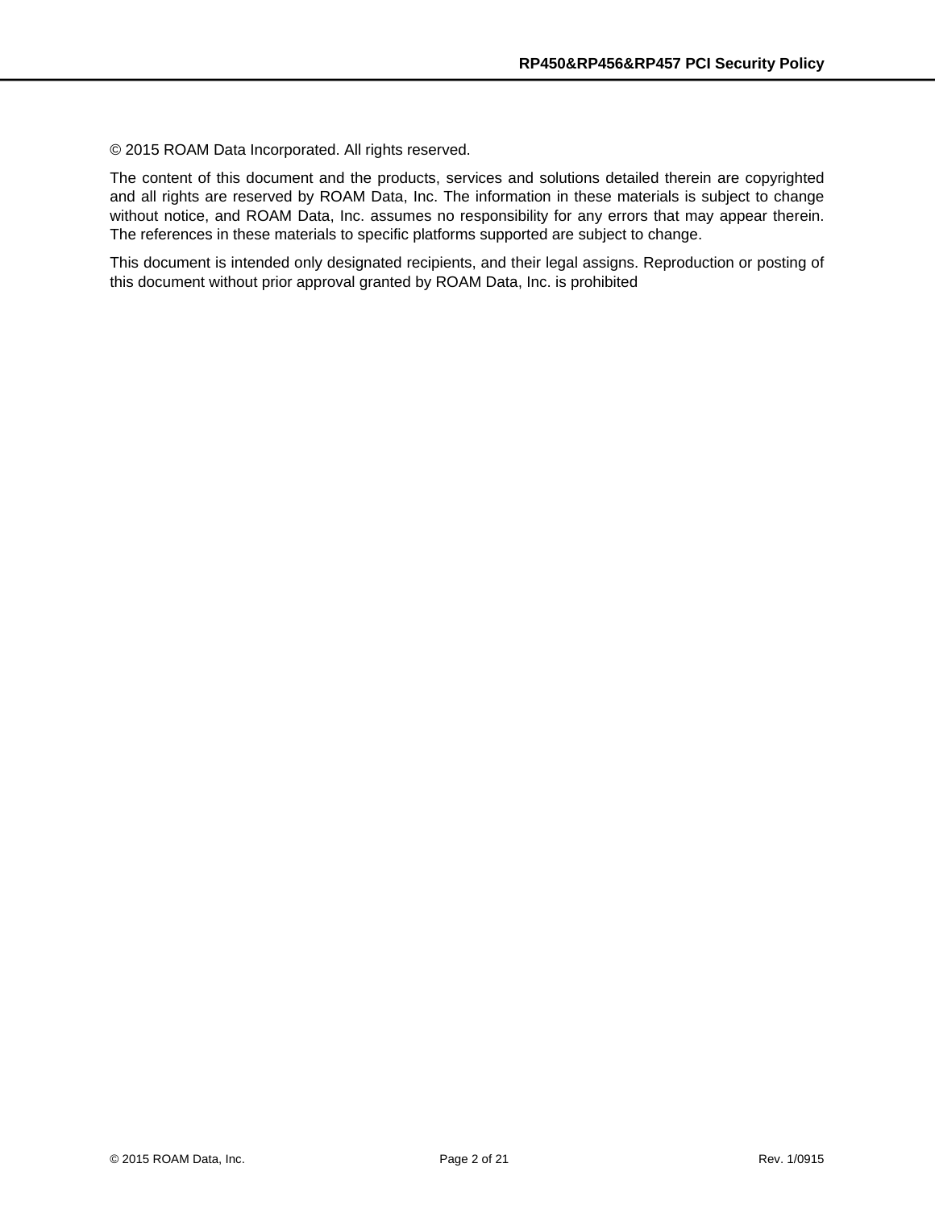© 2015 ROAM Data Incorporated. All rights reserved.

The content of this document and the products, services and solutions detailed therein are copyrighted and all rights are reserved by ROAM Data, Inc. The information in these materials is subject to change without notice, and ROAM Data, Inc. assumes no responsibility for any errors that may appear therein. The references in these materials to specific platforms supported are subject to change.

This document is intended only designated recipients, and their legal assigns. Reproduction or posting of this document without prior approval granted by ROAM Data, Inc. is prohibited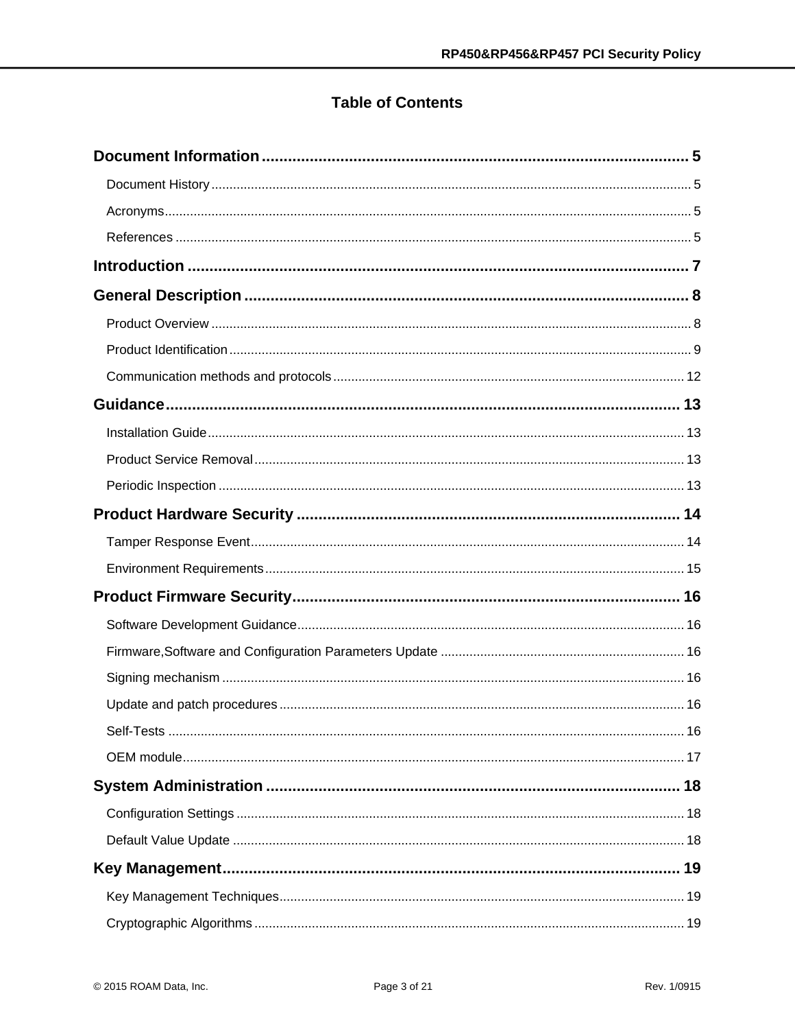# Table of Contents

**Document Information** .................................................. 5

- Document History .................................................. 5
- Acronyms .................................................. 5
- References .................................................. 5

**Introduction** .................................................. 7

**General Description** .................................................. 8

- Product Overview .................................................. 8
- Product Identification .................................................. 9
- Communication methods and protocols .................................................. 12

**Guidance** .................................................. 13

- Installation Guide .................................................. 13
- Product Service Removal .................................................. 13
- Periodic Inspection .................................................. 13

**Product Hardware Security** .................................................. 14

- Tamper Response Event .................................................. 14
- Environment Requirements .................................................. 15

**Product Firmware Security** .................................................. 16

- Software Development Guidance .................................................. 16
- Firmware,Software and Configuration Parameters Update .................................................. 16
- Signing mechanism .................................................. 16
- Update and patch procedures .................................................. 16
- Self-Tests .................................................. 16
- OEM module .................................................. 17

**System Administration** .................................................. 18

- Configuration Settings .................................................. 18
- Default Value Update .................................................. 18

**Key Management** .................................................. 19

- Key Management Techniques .................................................. 19
- Cryptographic Algorithms .................................................. 19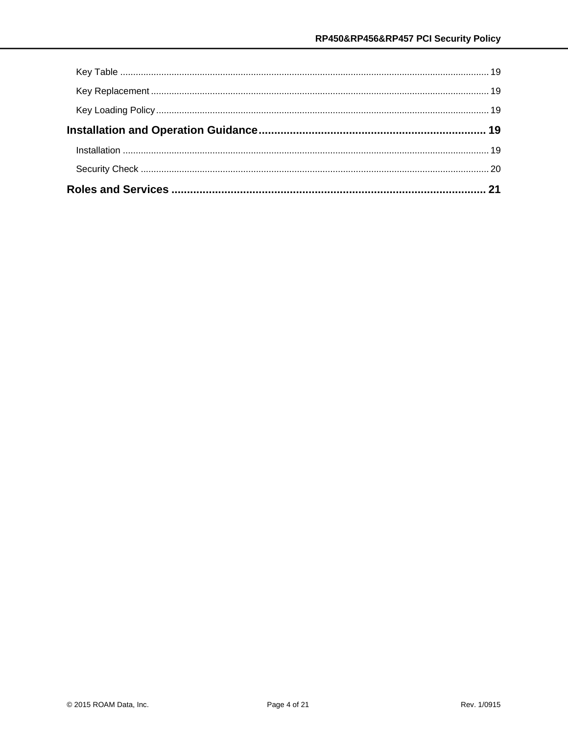Key Table ..... 19

Key Replacement ..... 19

Key Loading Policy ..... 19

**Installation and Operation Guidance ..... 19**

Installation ..... 19

Security Check ..... 20

**Roles and Services ..... 21**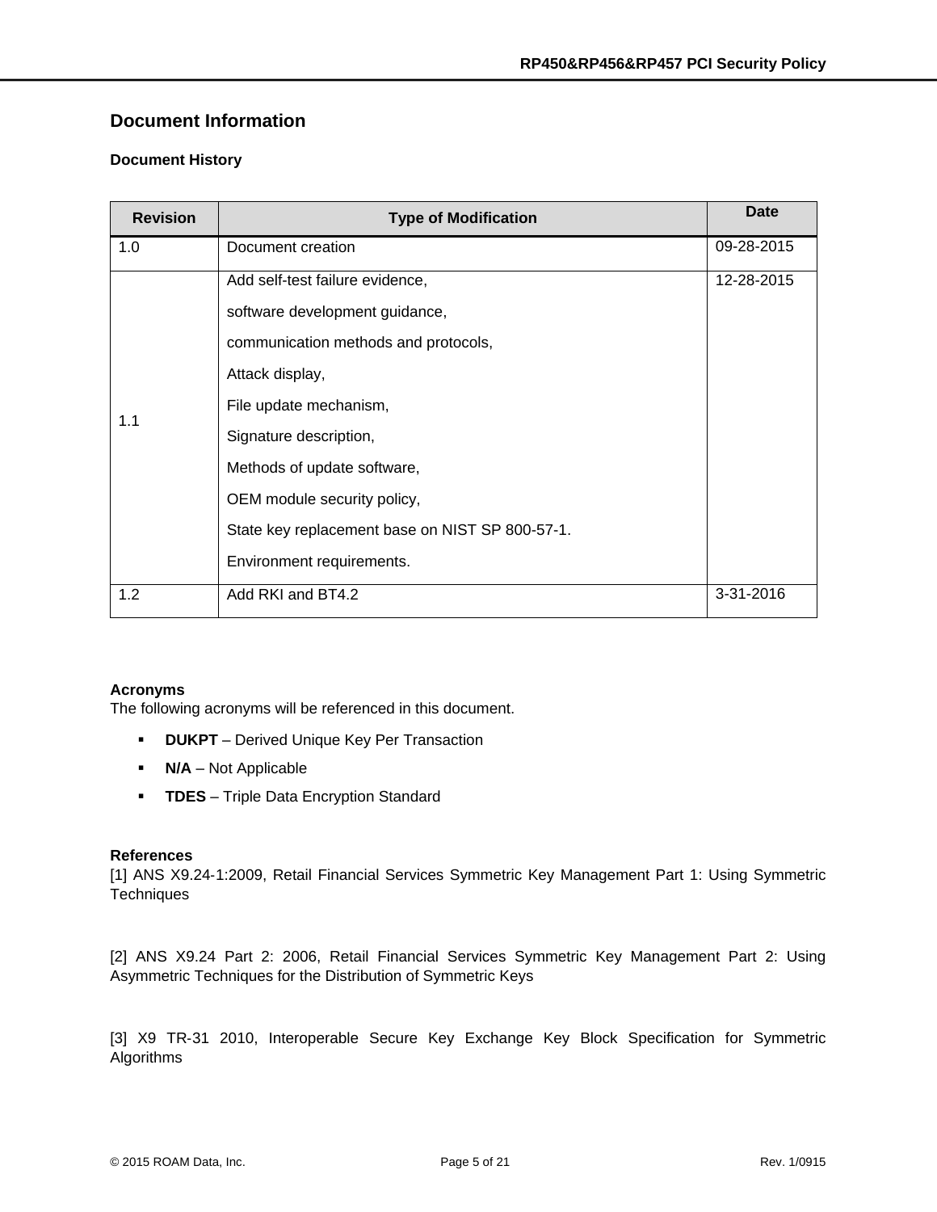## Document Information

### Document History

| Revision | Type of Modification | Date |
|---|---|---|
| 1.0 | Document creation | 09-28-2015 |
| 1.1 | Add self-test failure evidence,<br>software development guidance,<br>communication methods and protocols,<br>Attack display,<br>File update mechanism,<br>Signature description,<br>Methods of update software,<br>OEM module security policy,<br>State key replacement base on NIST SP 800-57-1.<br>Environment requirements. | 12-28-2015 |
| 1.2 | Add RKI and BT4.2 | 3-31-2016 |

**Acronyms**

The following acronyms will be referenced in this document.

- **DUKPT** – Derived Unique Key Per Transaction
- **N/A** – Not Applicable
- **TDES** – Triple Data Encryption Standard

**References**

[1] ANS X9.24-1:2009, Retail Financial Services Symmetric Key Management Part 1: Using Symmetric Techniques

[2] ANS X9.24 Part 2: 2006, Retail Financial Services Symmetric Key Management Part 2: Using Asymmetric Techniques for the Distribution of Symmetric Keys

[3] X9 TR-31 2010, Interoperable Secure Key Exchange Key Block Specification for Symmetric Algorithms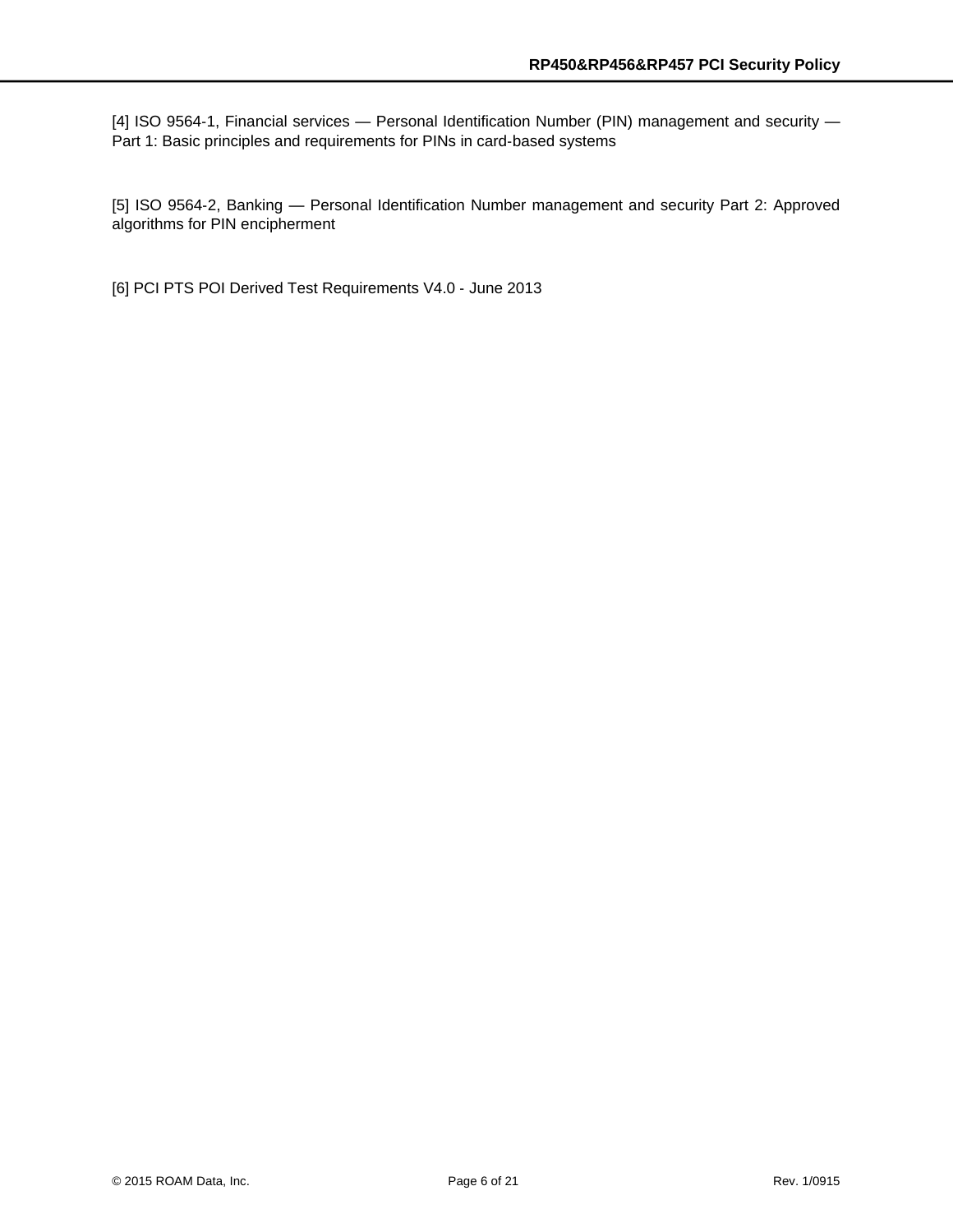[4] ISO 9564-1, Financial services — Personal Identification Number (PIN) management and security — Part 1: Basic principles and requirements for PINs in card-based systems

[5] ISO 9564-2, Banking — Personal Identification Number management and security Part 2: Approved algorithms for PIN encipherment

[6] PCI PTS POI Derived Test Requirements V4.0 - June 2013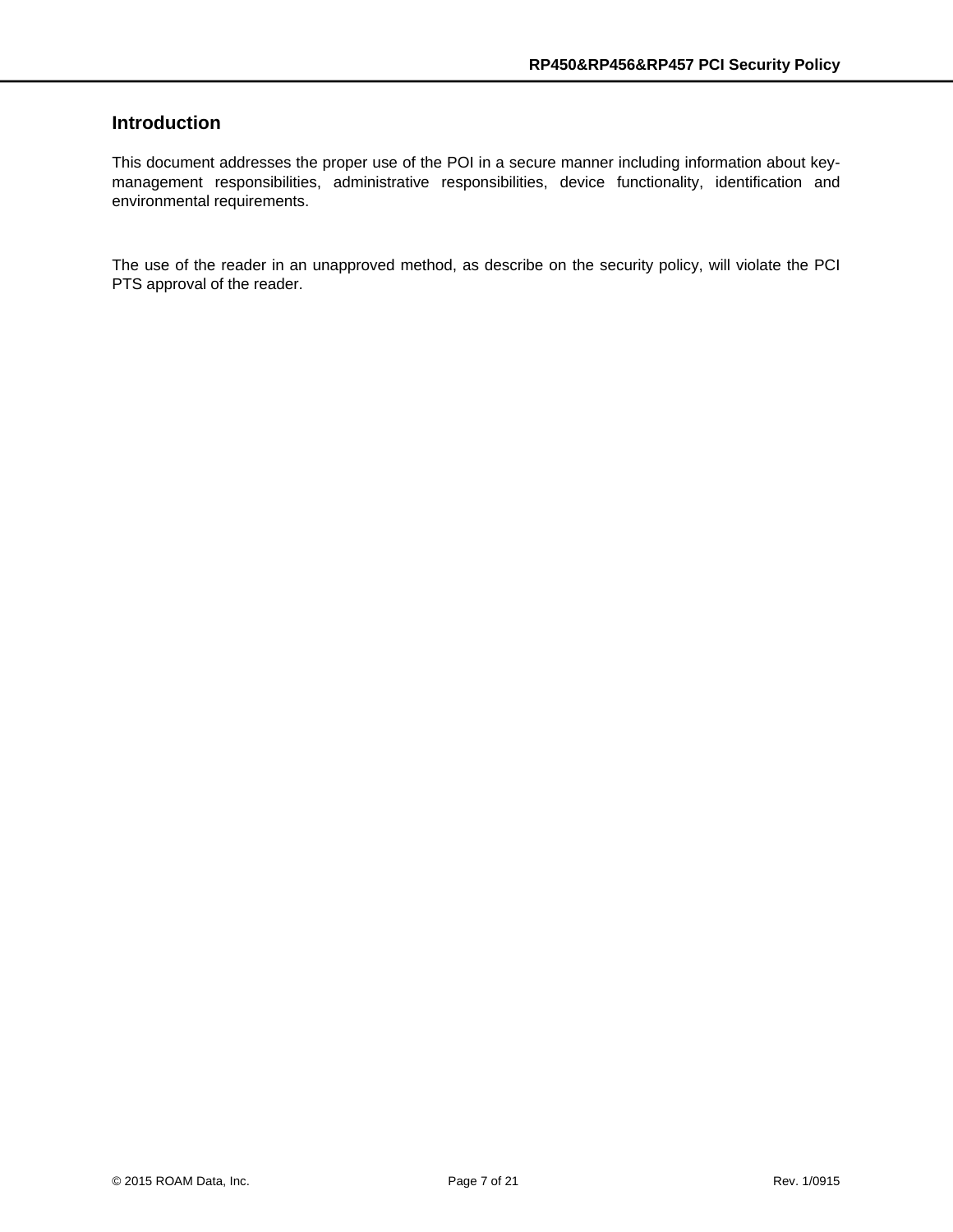## Introduction

This document addresses the proper use of the POI in a secure manner including information about key-management responsibilities, administrative responsibilities, device functionality, identification and environmental requirements.

The use of the reader in an unapproved method, as describe on the security policy, will violate the PCI PTS approval of the reader.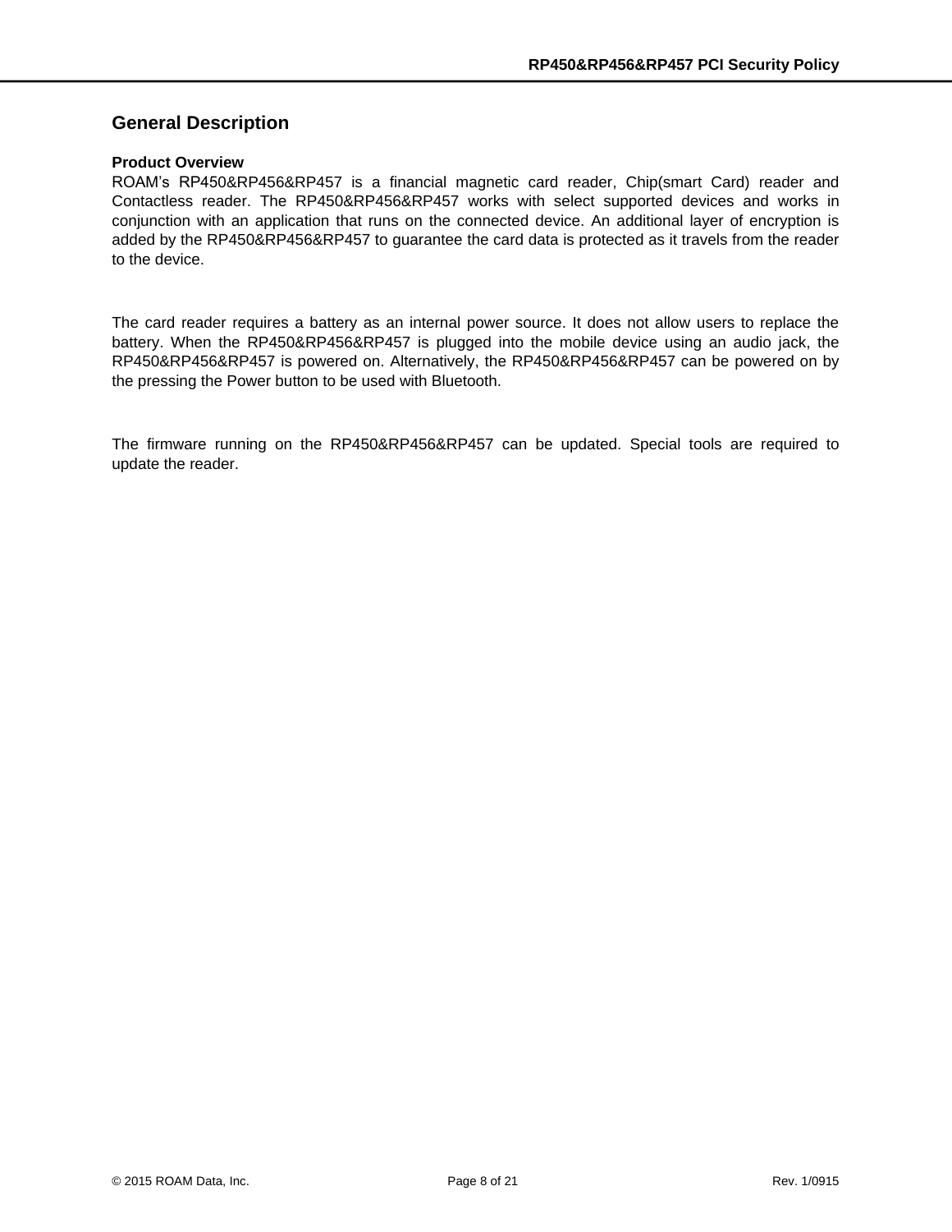# General Description

**Product Overview**

ROAM's RP450&RP456&RP457 is a financial magnetic card reader, Chip(smart Card) reader and Contactless reader. The RP450&RP456&RP457 works with select supported devices and works in conjunction with an application that runs on the connected device. An additional layer of encryption is added by the RP450&RP456&RP457 to guarantee the card data is protected as it travels from the reader to the device.

The card reader requires a battery as an internal power source. It does not allow users to replace the battery. When the RP450&RP456&RP457 is plugged into the mobile device using an audio jack, the RP450&RP456&RP457 is powered on. Alternatively, the RP450&RP456&RP457 can be powered on by the pressing the Power button to be used with Bluetooth.

The firmware running on the RP450&RP456&RP457 can be updated. Special tools are required to update the reader.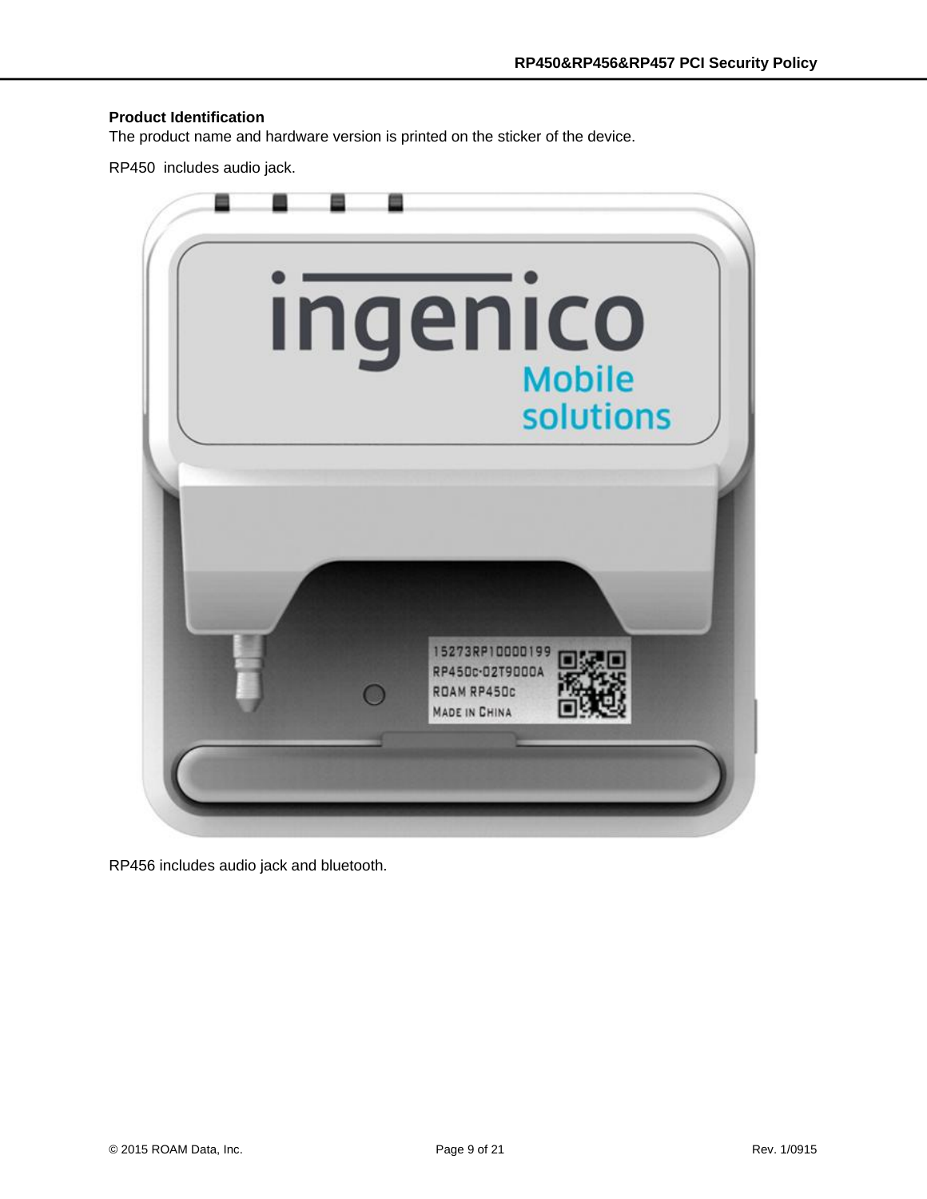**Product Identification**

The product name and hardware version is printed on the sticker of the device.

RP450 includes audio jack.

RP456 includes audio jack and bluetooth.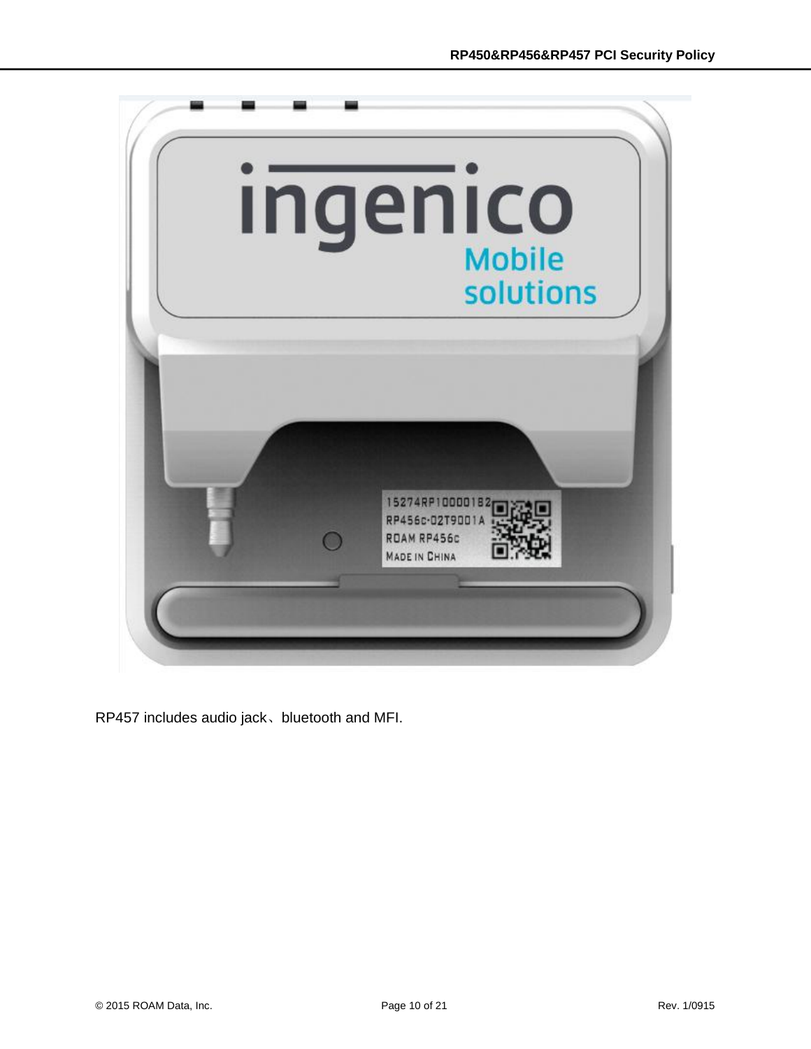RP457 includes audio jack、bluetooth and MFI.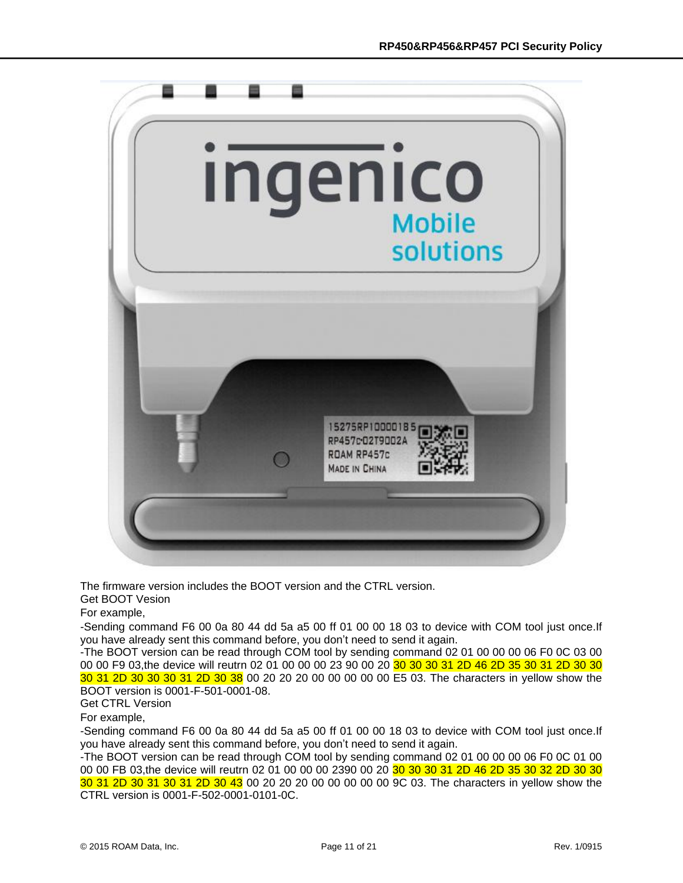The firmware version includes the BOOT version and the CTRL version.

Get BOOT Vesion

For example,

-Sending command F6 00 0a 80 44 dd 5a a5 00 ff 01 00 00 18 03 to device with COM tool just once.If you have already sent this command before, you don't need to send it again.

-The BOOT version can be read through COM tool by sending command 02 01 00 00 00 06 F0 0C 03 00 00 00 F9 03,the device will reutrn 02 01 00 00 00 23 90 00 20 30 30 30 31 2D 46 2D 35 30 31 2D 30 30 30 31 2D 30 30 30 31 2D 30 38 00 20 20 20 00 00 00 00 00 E5 03. The characters in yellow show the BOOT version is 0001-F-501-0001-08.

Get CTRL Version

For example,

-Sending command F6 00 0a 80 44 dd 5a a5 00 ff 01 00 00 18 03 to device with COM tool just once.If you have already sent this command before, you don't need to send it again.

-The BOOT version can be read through COM tool by sending command 02 01 00 00 00 06 F0 0C 01 00 00 00 FB 03,the device will reutrn 02 01 00 00 00 2390 00 20 30 30 30 31 2D 46 2D 35 30 32 2D 30 30 30 31 2D 30 31 30 31 2D 30 43 00 20 20 20 00 00 00 00 00 9C 03. The characters in yellow show the CTRL version is 0001-F-502-0001-0101-0C.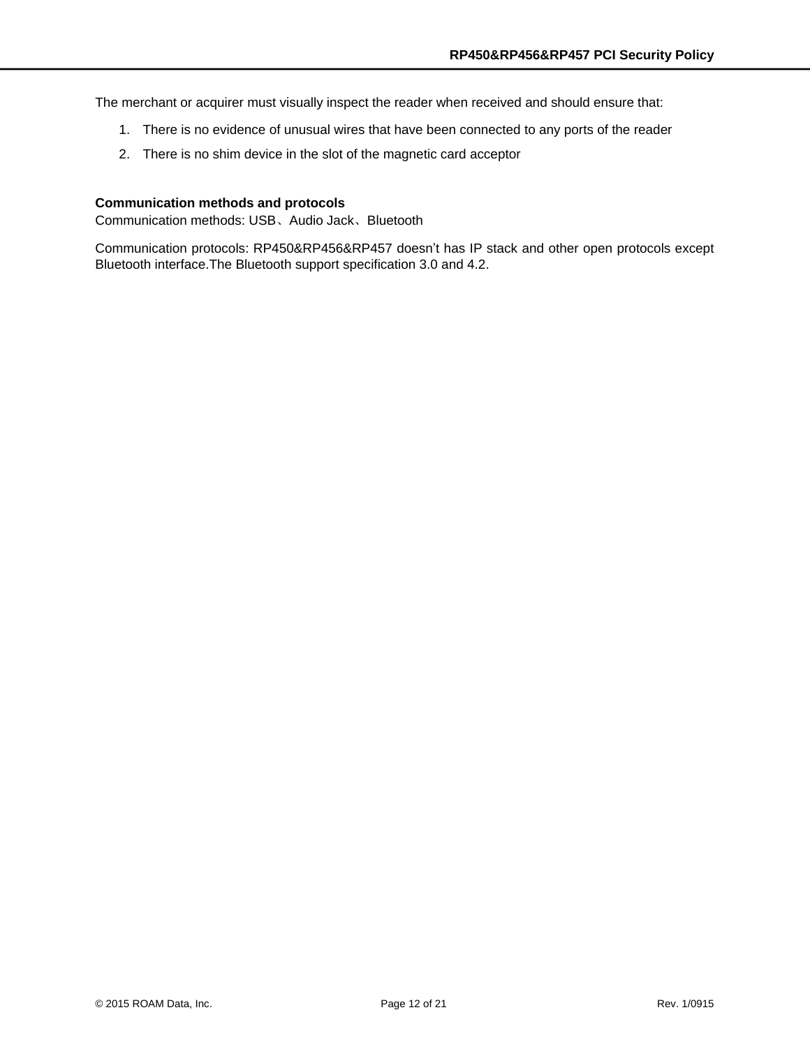The merchant or acquirer must visually inspect the reader when received and should ensure that:

1. There is no evidence of unusual wires that have been connected to any ports of the reader
2. There is no shim device in the slot of the magnetic card acceptor

**Communication methods and protocols**
Communication methods: USB、Audio Jack、Bluetooth

Communication protocols: RP450&RP456&RP457 doesn't has IP stack and other open protocols except Bluetooth interface.The Bluetooth support specification 3.0 and 4.2.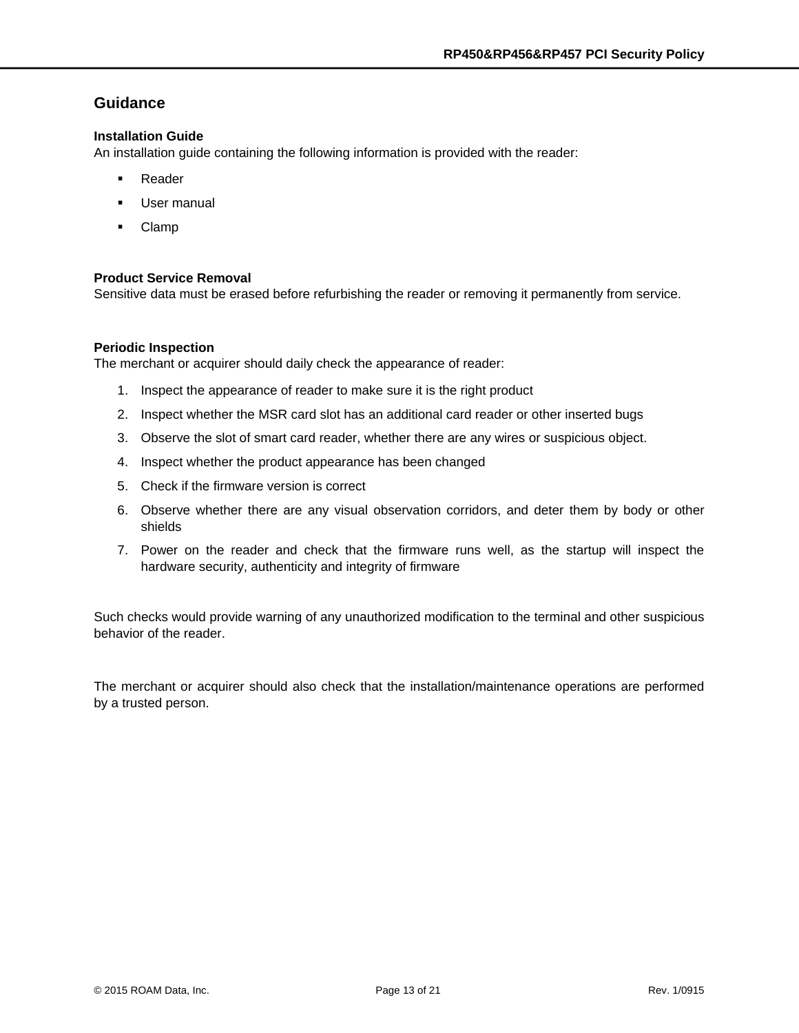## Guidance

**Installation Guide**

An installation guide containing the following information is provided with the reader:

- Reader
- User manual
- Clamp

**Product Service Removal**

Sensitive data must be erased before refurbishing the reader or removing it permanently from service.

**Periodic Inspection**

The merchant or acquirer should daily check the appearance of reader:

1. Inspect the appearance of reader to make sure it is the right product
2. Inspect whether the MSR card slot has an additional card reader or other inserted bugs
3. Observe the slot of smart card reader, whether there are any wires or suspicious object.
4. Inspect whether the product appearance has been changed
5. Check if the firmware version is correct
6. Observe whether there are any visual observation corridors, and deter them by body or other shields
7. Power on the reader and check that the firmware runs well, as the startup will inspect the hardware security, authenticity and integrity of firmware

Such checks would provide warning of any unauthorized modification to the terminal and other suspicious behavior of the reader.

The merchant or acquirer should also check that the installation/maintenance operations are performed by a trusted person.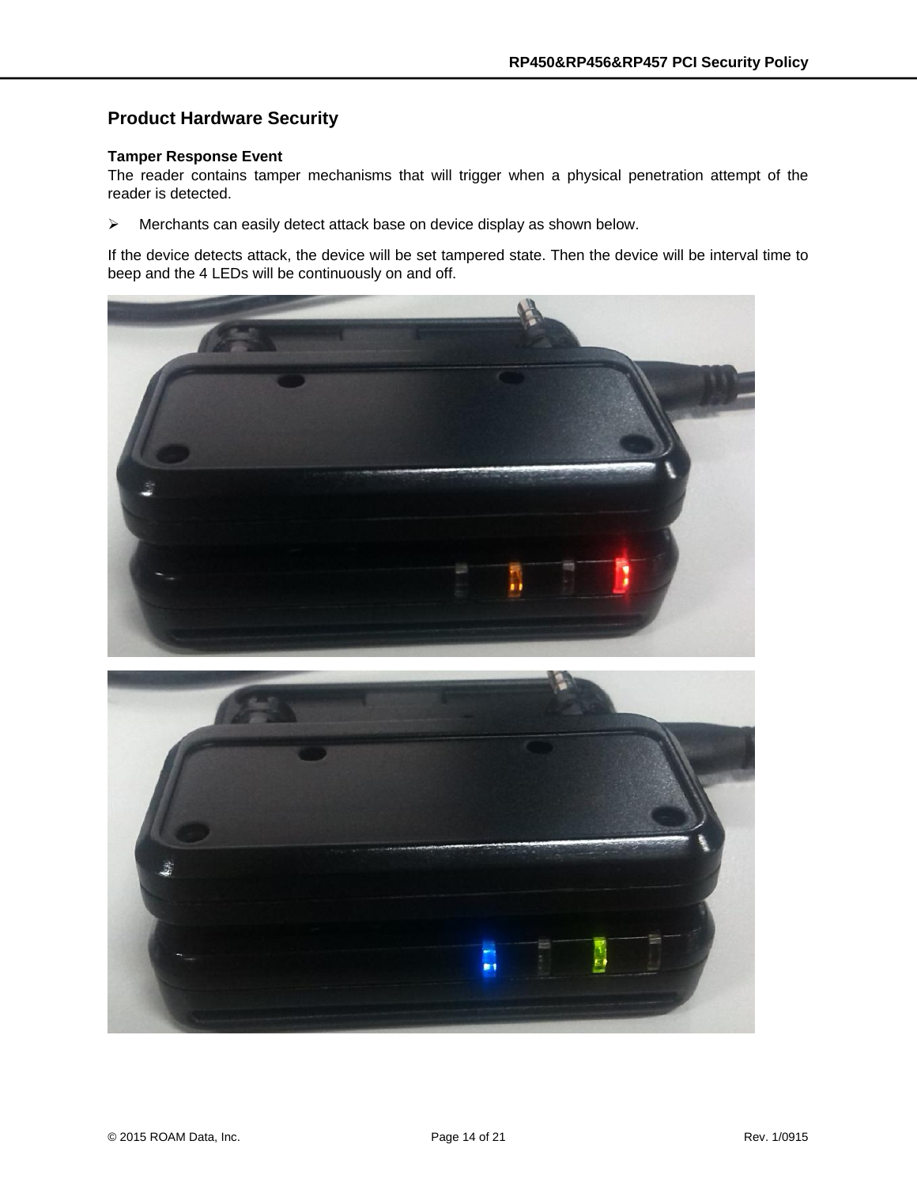## Product Hardware Security

### Tamper Response Event

The reader contains tamper mechanisms that will trigger when a physical penetration attempt of the reader is detected.

- Merchants can easily detect attack base on device display as shown below.

If the device detects attack, the device will be set tampered state. Then the device will be interval time to beep and the 4 LEDs will be continuously on and off.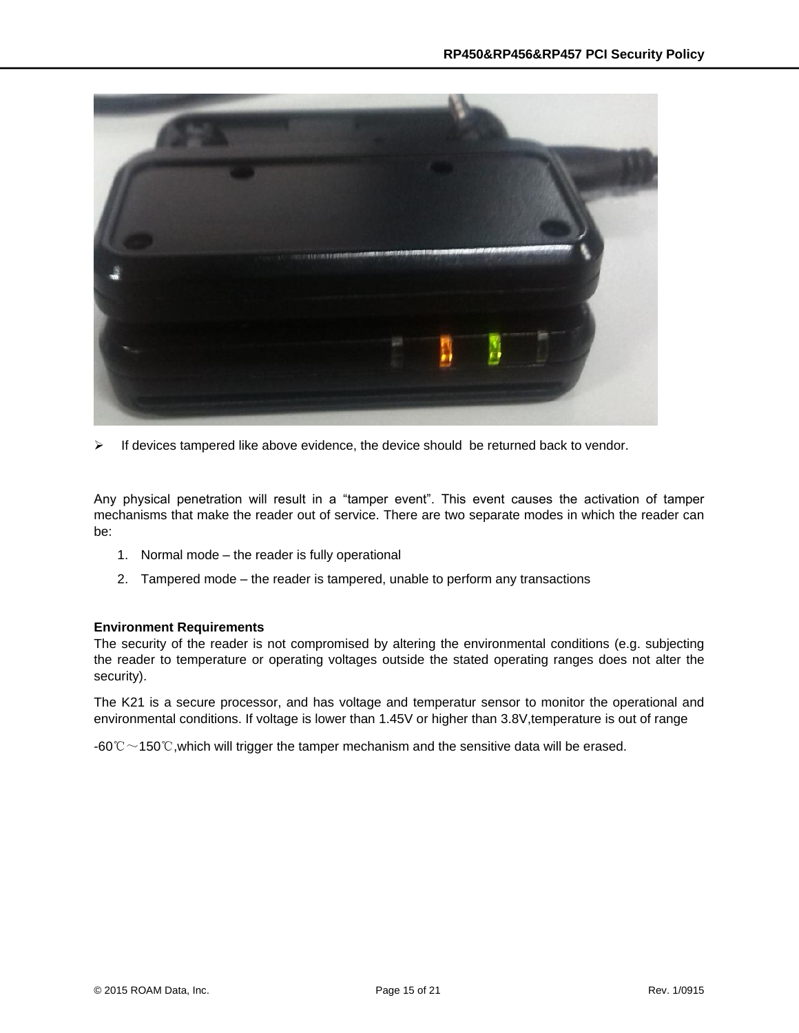- If devices tampered like above evidence, the device should be returned back to vendor.

Any physical penetration will result in a “tamper event”. This event causes the activation of tamper mechanisms that make the reader out of service. There are two separate modes in which the reader can be:

1. Normal mode – the reader is fully operational
2. Tampered mode – the reader is tampered, unable to perform any transactions

**Environment Requirements**

The security of the reader is not compromised by altering the environmental conditions (e.g. subjecting the reader to temperature or operating voltages outside the stated operating ranges does not alter the security).

The K21 is a secure processor, and has voltage and temperatur sensor to monitor the operational and environmental conditions. If voltage is lower than 1.45V or higher than 3.8V,temperature is out of range

-60℃～150℃,which will trigger the tamper mechanism and the sensitive data will be erased.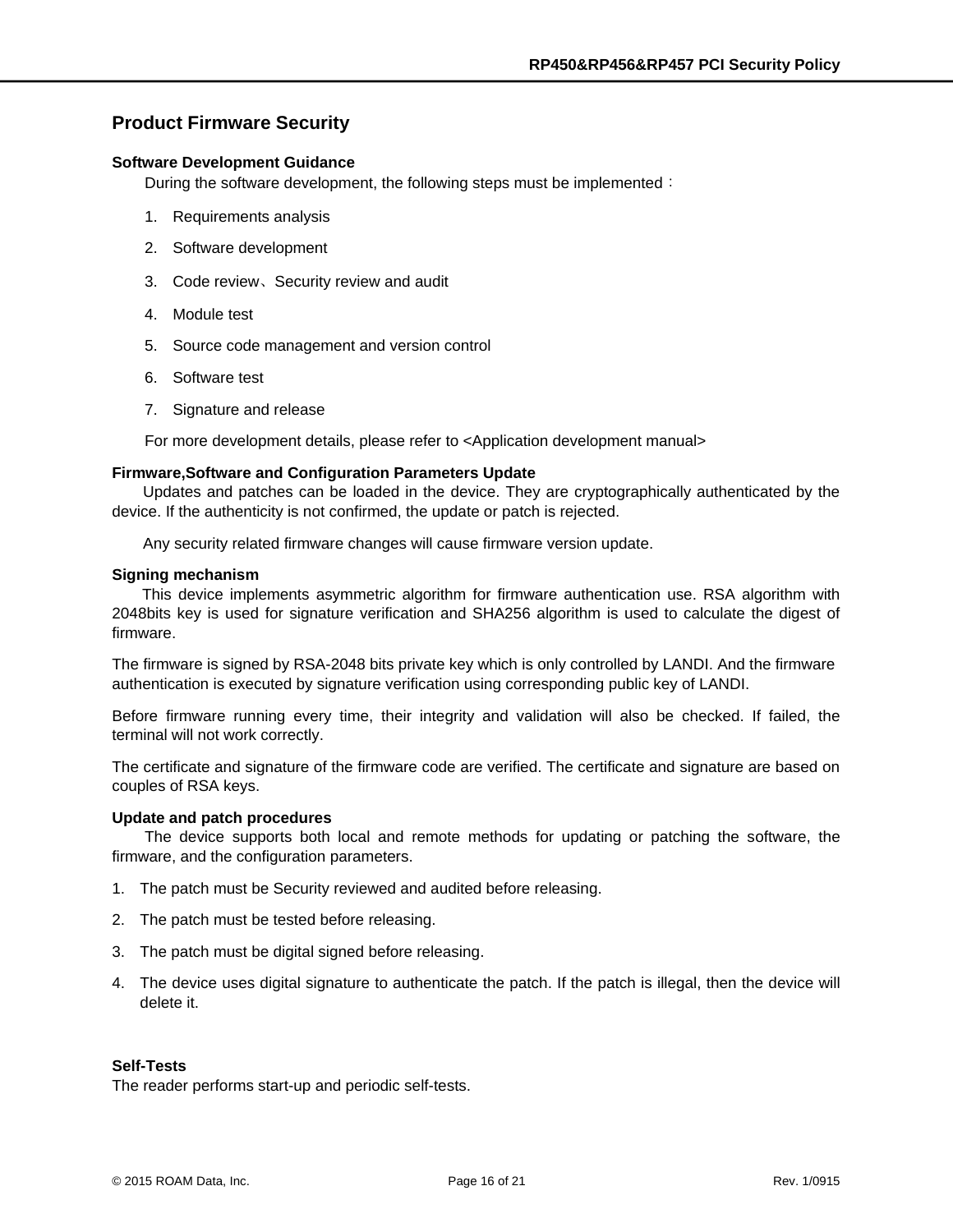## Product Firmware Security

### Software Development Guidance

During the software development, the following steps must be implemented：

1. Requirements analysis
2. Software development
3. Code review、Security review and audit
4. Module test
5. Source code management and version control
6. Software test
7. Signature and release

For more development details, please refer to <Application development manual>

### Firmware,Software and Configuration Parameters Update

Updates and patches can be loaded in the device. They are cryptographically authenticated by the device. If the authenticity is not confirmed, the update or patch is rejected.

Any security related firmware changes will cause firmware version update.

### Signing mechanism

This device implements asymmetric algorithm for firmware authentication use. RSA algorithm with 2048bits key is used for signature verification and SHA256 algorithm is used to calculate the digest of firmware.

The firmware is signed by RSA-2048 bits private key which is only controlled by LANDI. And the firmware authentication is executed by signature verification using corresponding public key of LANDI.

Before firmware running every time, their integrity and validation will also be checked. If failed, the terminal will not work correctly.

The certificate and signature of the firmware code are verified. The certificate and signature are based on couples of RSA keys.

### Update and patch procedures

The device supports both local and remote methods for updating or patching the software, the firmware, and the configuration parameters.

1. The patch must be Security reviewed and audited before releasing.
2. The patch must be tested before releasing.
3. The patch must be digital signed before releasing.
4. The device uses digital signature to authenticate the patch. If the patch is illegal, then the device will delete it.

### Self-Tests

The reader performs start-up and periodic self-tests.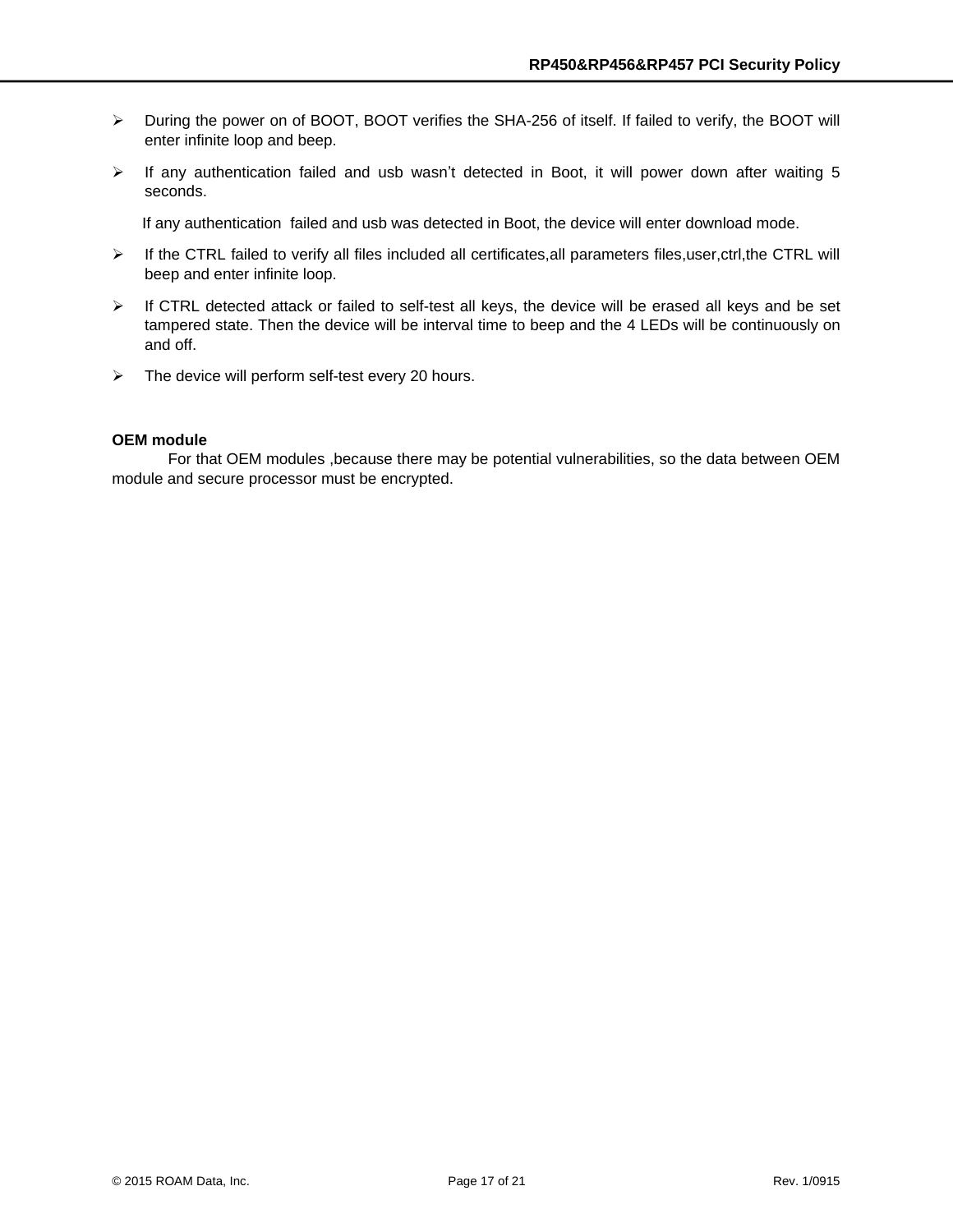- During the power on of BOOT, BOOT verifies the SHA-256 of itself. If failed to verify, the BOOT will enter infinite loop and beep.
- If any authentication failed and usb wasn't detected in Boot, it will power down after waiting 5 seconds.

  If any authentication failed and usb was detected in Boot, the device will enter download mode.
- If the CTRL failed to verify all files included all certificates,all parameters files,user,ctrl,the CTRL will beep and enter infinite loop.
- If CTRL detected attack or failed to self-test all keys, the device will be erased all keys and be set tampered state. Then the device will be interval time to beep and the 4 LEDs will be continuously on and off.
- The device will perform self-test every 20 hours.

**OEM module**

For that OEM modules ,because there may be potential vulnerabilities, so the data between OEM module and secure processor must be encrypted.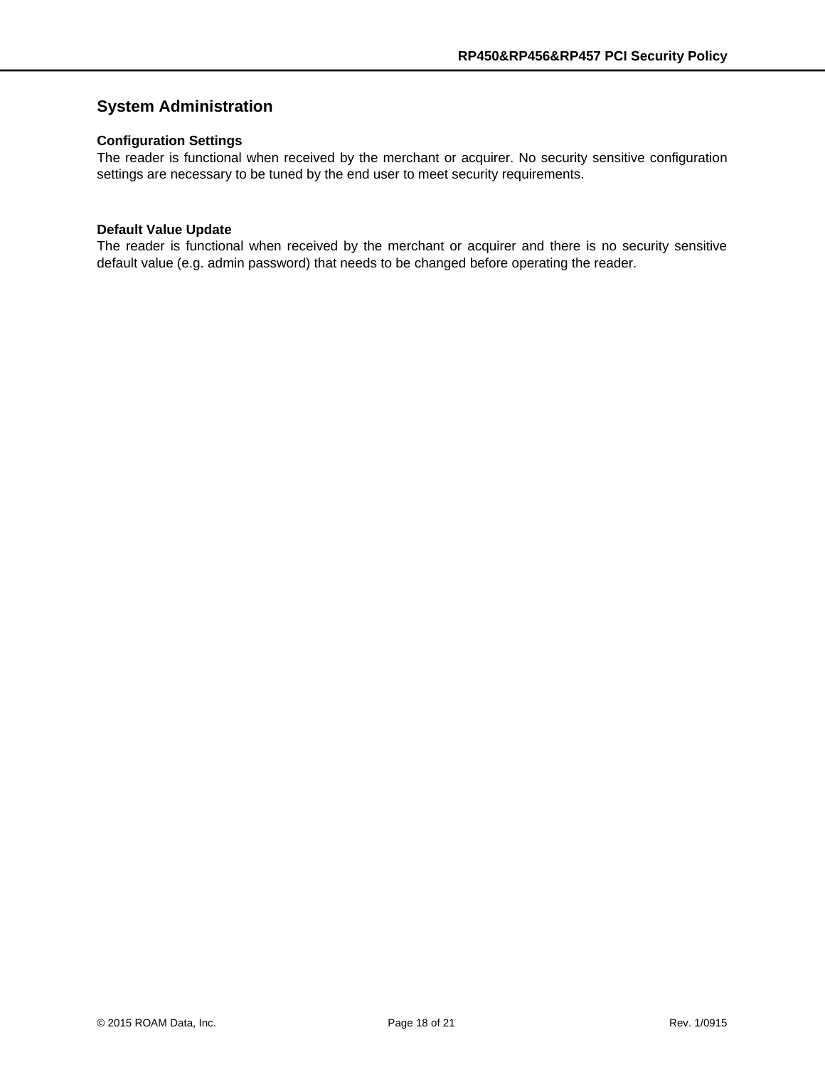## System Administration

### Configuration Settings

The reader is functional when received by the merchant or acquirer. No security sensitive configuration settings are necessary to be tuned by the end user to meet security requirements.

### Default Value Update

The reader is functional when received by the merchant or acquirer and there is no security sensitive default value (e.g. admin password) that needs to be changed before operating the reader.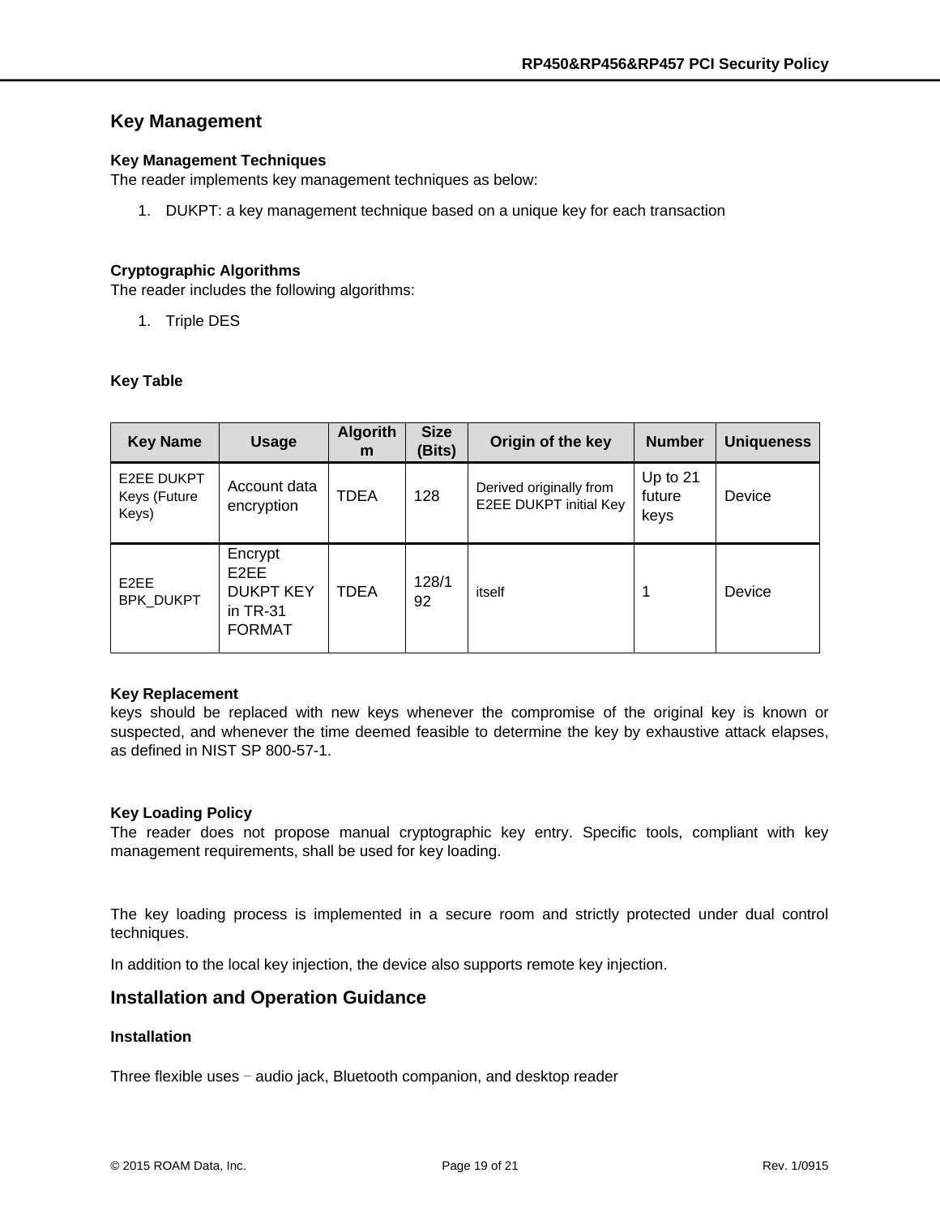## Key Management

### Key Management Techniques

The reader implements key management techniques as below:

1. DUKPT: a key management technique based on a unique key for each transaction

### Cryptographic Algorithms

The reader includes the following algorithms:

1. Triple DES

### Key Table

| Key Name | Usage | Algorithm | Size (Bits) | Origin of the key | Number | Uniqueness |
| --- | --- | --- | --- | --- | --- | --- |
| E2EE DUKPT Keys (Future Keys) | Account data encryption | TDEA | 128 | Derived originally from E2EE DUKPT initial Key | Up to 21 future keys | Device |
| E2EE BPK_DUKPT | Encrypt E2EE DUKPT KEY in TR-31 FORMAT | TDEA | 128/192 | itself | 1 | Device |

### Key Replacement

keys should be replaced with new keys whenever the compromise of the original key is known or suspected, and whenever the time deemed feasible to determine the key by exhaustive attack elapses, as defined in NIST SP 800-57-1.

### Key Loading Policy

The reader does not propose manual cryptographic key entry. Specific tools, compliant with key management requirements, shall be used for key loading.

The key loading process is implemented in a secure room and strictly protected under dual control techniques.

In addition to the local key injection, the device also supports remote key injection.

## Installation and Operation Guidance

### Installation

Three flexible uses – audio jack, Bluetooth companion, and desktop reader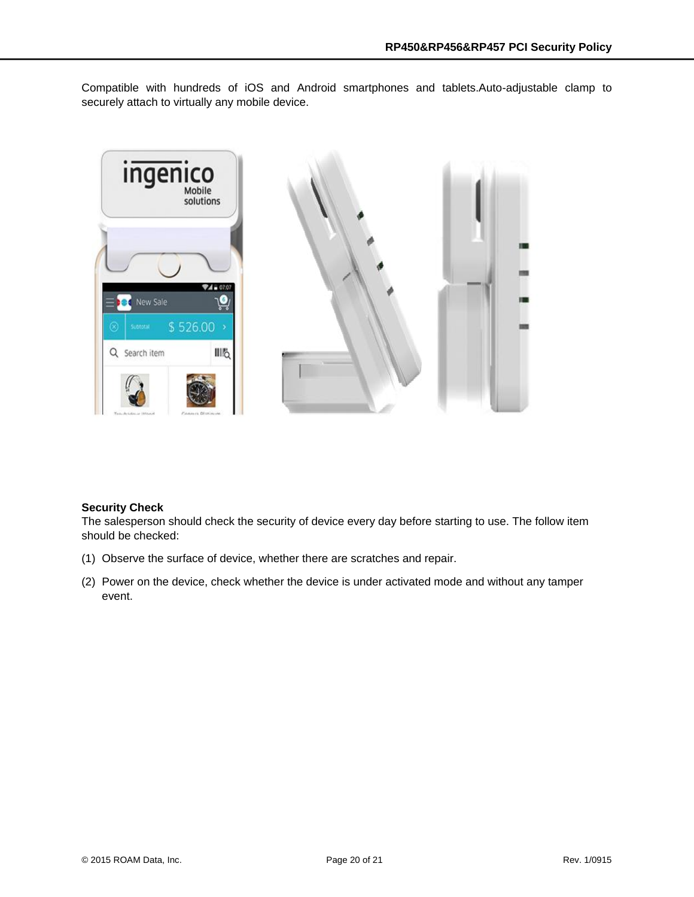Compatible with hundreds of iOS and Android smartphones and tablets.Auto-adjustable clamp to securely attach to virtually any mobile device.

**Security Check**

The salesperson should check the security of device every day before starting to use. The follow item should be checked:

(1) Observe the surface of device, whether there are scratches and repair.

(2) Power on the device, check whether the device is under activated mode and without any tamper event.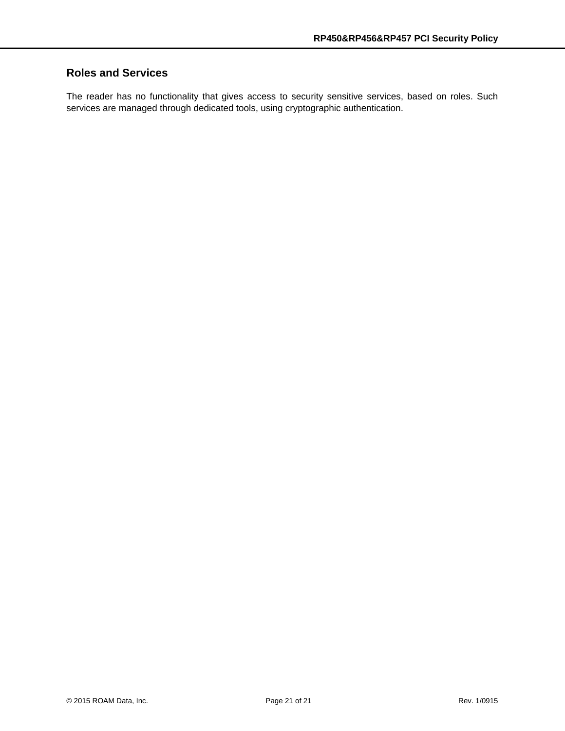## Roles and Services

The reader has no functionality that gives access to security sensitive services, based on roles. Such services are managed through dedicated tools, using cryptographic authentication.